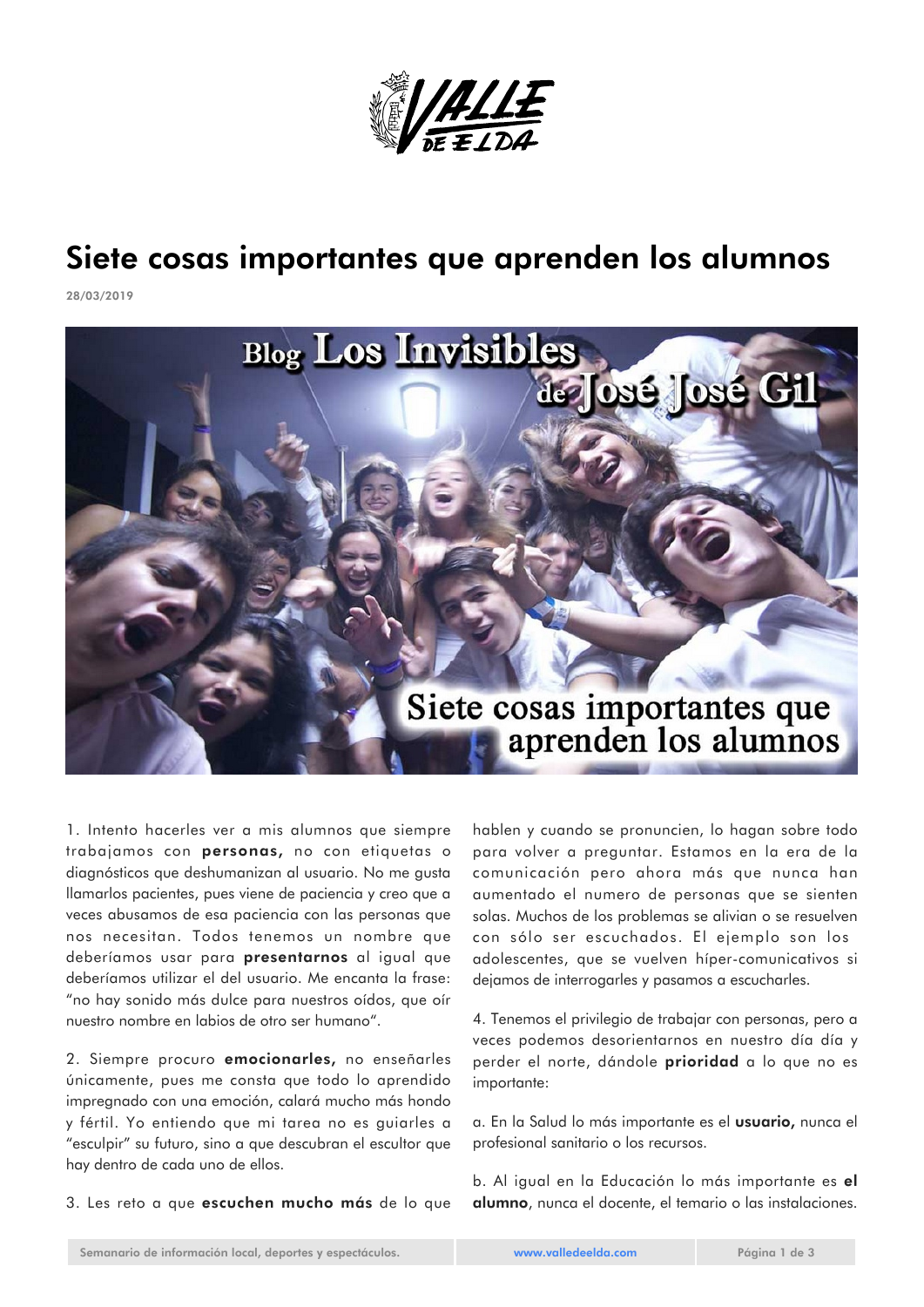# Siete cosas importantes que aprenden los alumnos

**28/03/2019**

1. Intento hacerles ver a mis alumnos que siempre trabajamos con **personas,** no con etiquetas o diagnósticos que deshumanizan al usuario. No me gusta llamarlos pacientes, pues viene de paciencia y creo que a veces abusamos de esa paciencia con las personas que nos necesitan. Todos tenemos un nombre que deberíamos usar para **presentarnos** al igual que deberíamos utilizar el del usuario. Me encanta la frase: "no hay sonido más dulce para nuestros oídos, que oír nuestro nombre en labios de otro ser humano".

2. Siempre procuro **emocionarles,** no enseñarles únicamente, pues me consta que todo lo aprendido impregnado con una emoción, calará mucho más hondo y fértil. Yo entiendo que mi tarea no es guiarles a "esculpir" su futuro, sino a que descubran el escultor que hay dentro de cada uno de ellos.

3. Les reto a que **escuchen mucho más** de lo que hablen y cuando se pronuncien, lo hagan sobre todo para volver a preguntar. Estamos en la era de la comunicación pero ahora más que nunca han aumentado el numero de personas que se sienten solas. Muchos de los problemas se alivian o se resuelven con sólo ser escuchados. El ejemplo son los adolescentes, que se vuelven híper-comunicativos si dejamos de interrogarles y pasamos a escucharles.

4. Tenemos el privilegio de trabajar con personas, pero a veces podemos desorientarnos en nuestro día día y perder el norte, dándole **prioridad** a lo que no es importante:

a. En la Salud lo más importante es el **usuario,** nunca el profesional sanitario o los recursos.

b. Al igual en la Educación lo más importante es **el alumno**, nunca el docente, el temario o las instalaciones.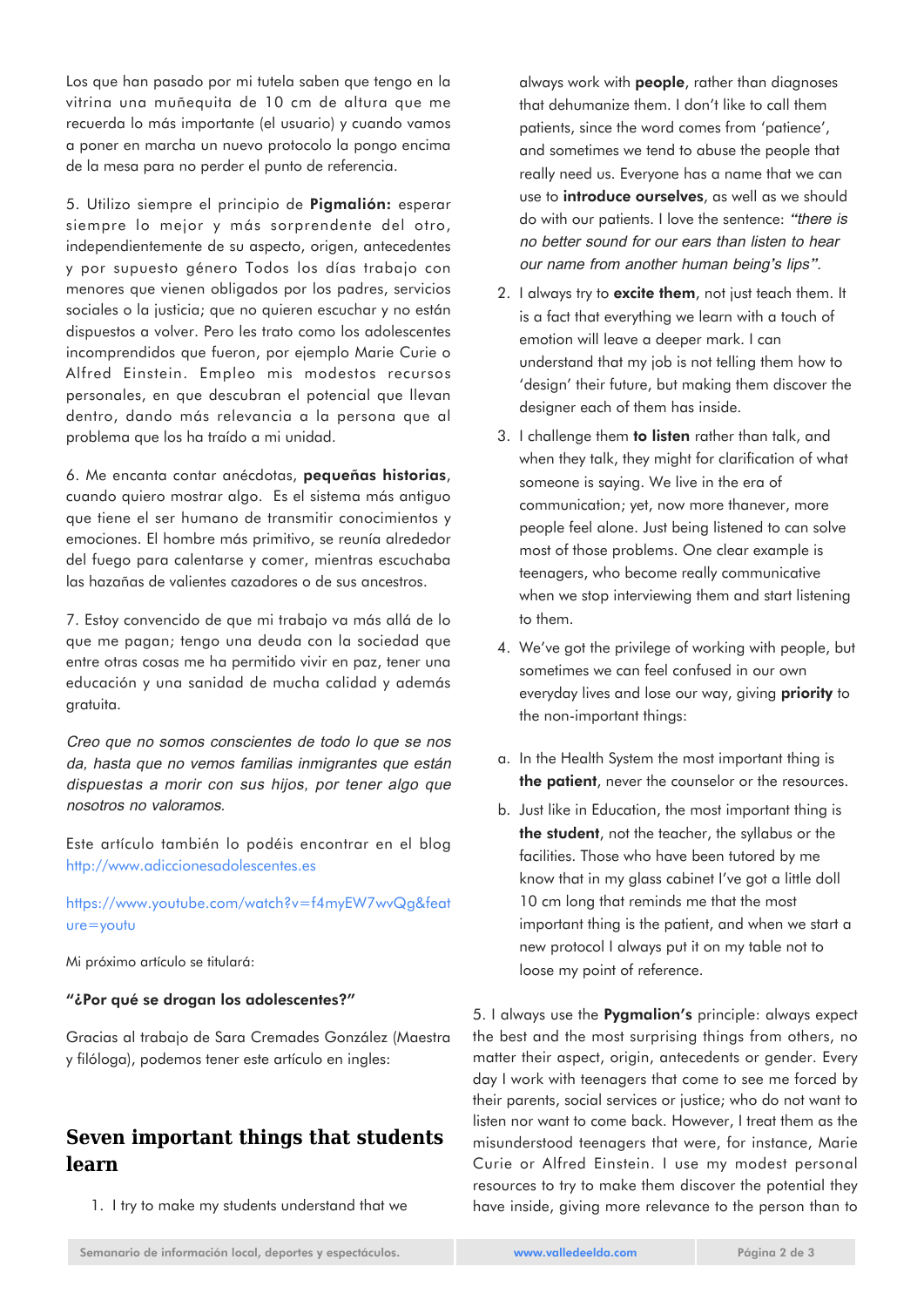Los que han pasado por mi tutela saben que tengo en la vitrina una muñequita de 10 cm de altura que me recuerda lo más importante (el usuario) y cuando vamos a poner en marcha un nuevo protocolo la pongo encima de la mesa para no perder el punto de referencia.

5. Utilizo siempre el principio de **Pigmalión:** esperar siempre lo mejor y más sorprendente del otro, independientemente de su aspecto, origen, antecedentes y por supuesto género Todos los días trabajo con menores que vienen obligados por los padres, servicios sociales o la justicia; que no quieren escuchar y no están dispuestos a volver. Pero les trato como los adolescentes incomprendidos que fueron, por ejemplo Marie Curie o Alfred Einstein. Empleo mis modestos recursos personales, en que descubran el potencial que llevan dentro, dando más relevancia a la persona que al problema que los ha traído a mi unidad.

6. Me encanta contar anécdotas, **pequeñas historias**, cuando quiero mostrar algo. Es el sistema más antiguo que tiene el ser humano de transmitir conocimientos y emociones. El hombre más primitivo, se reunía alrededor del fuego para calentarse y comer, mientras escuchaba las hazañas de valientes cazadores o de sus ancestros.

7. Estoy convencido de que mi trabajo va más allá de lo que me pagan; tengo una deuda con la sociedad que entre otras cosas me ha permitido vivir en paz, tener una educación y una sanidad de mucha calidad y además gratuita.

*Creo que no somos conscientes de todo lo que se nos da, hasta que no vemos familias inmigrantes que están dispuestas a morir con sus hijos, por tener algo que nosotros no valoramos.*

Este artículo también lo podéis encontrar en el blog http://www.adiccionesadolescentes.es

https://www.youtube.com/watch?v=f4myEW7wvQg&feature=youtu

Mi próximo artículo se titulará:

**"¿Por qué se drogan los adolescentes?"**

Gracias al trabajo de Sara Cremades González (Maestra y filóloga), podemos tener este artículo en ingles:

## Seven important things that students learn

1. I try to make my students understand that we always work with **people**, rather than diagnoses that dehumanize them. I don't like to call them patients, since the word comes from 'patience', and sometimes we tend to abuse the people that really need us. Everyone has a name that we can use to **introduce ourselves**, as well as we should do with our patients. I love the sentence: *"there is no better sound for our ears than listen to hear our name from another human being's lips".*
2. I always try to **excite them**, not just teach them. It is a fact that everything we learn with a touch of emotion will leave a deeper mark. I can understand that my job is not telling them how to 'design' their future, but making them discover the designer each of them has inside.
3. I challenge them **to listen** rather than talk, and when they talk, they might for clarification of what someone is saying. We live in the era of communication; yet, now more thanever, more people feel alone. Just being listened to can solve most of those problems. One clear example is teenagers, who become really communicative when we stop interviewing them and start listening to them.
4. We've got the privilege of working with people, but sometimes we can feel confused in our own everyday lives and lose our way, giving **priority** to the non-important things:

a. In the Health System the most important thing is **the patient**, never the counselor or the resources.

b. Just like in Education, the most important thing is **the student**, not the teacher, the syllabus or the facilities. Those who have been tutored by me know that in my glass cabinet I've got a little doll 10 cm long that reminds me that the most important thing is the patient, and when we start a new protocol I always put it on my table not to loose my point of reference.

5. I always use the **Pygmalion's** principle: always expect the best and the most surprising things from others, no matter their aspect, origin, antecedents or gender. Every day I work with teenagers that come to see me forced by their parents, social services or justice; who do not want to listen nor want to come back. However, I treat them as the misunderstood teenagers that were, for instance, Marie Curie or Alfred Einstein. I use my modest personal resources to try to make them discover the potential they have inside, giving more relevance to the person than to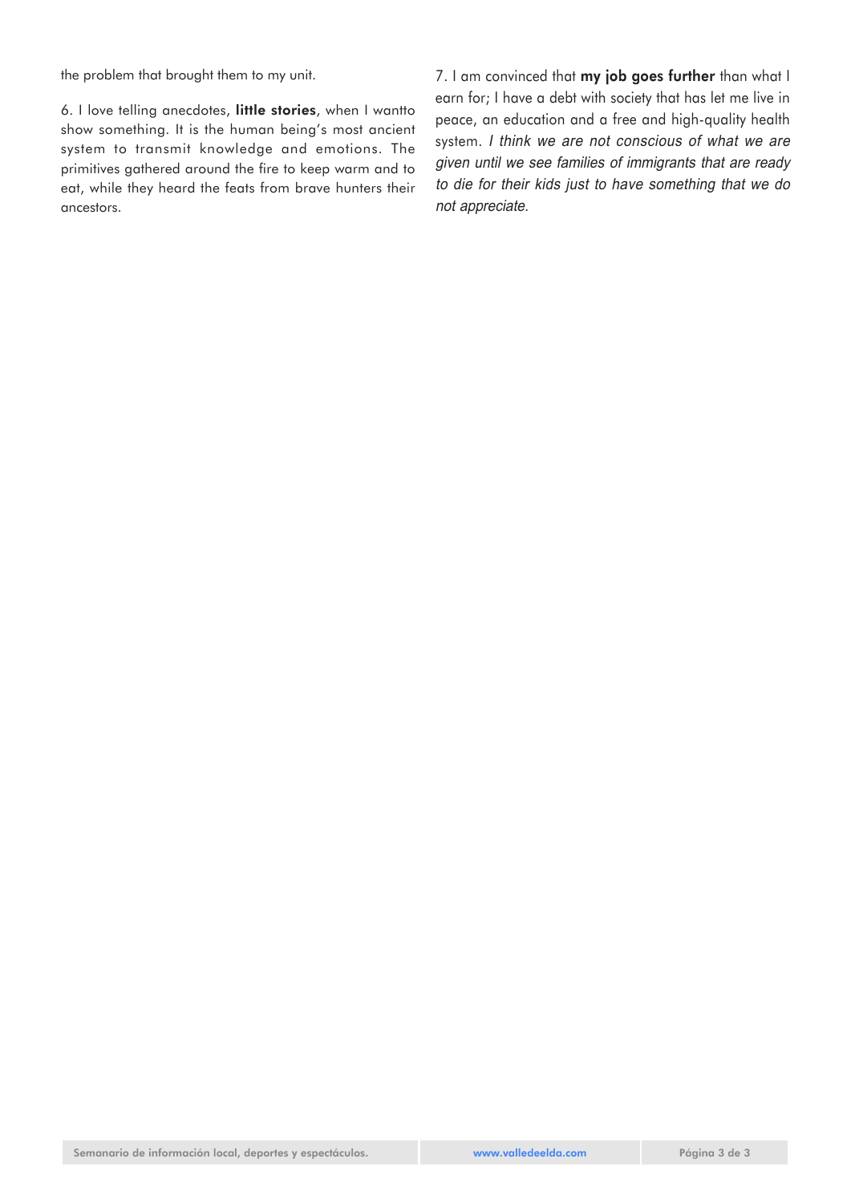the problem that brought them to my unit.

6. I love telling anecdotes, **little stories**, when I wantto show something. It is the human being's most ancient system to transmit knowledge and emotions. The primitives gathered around the fire to keep warm and to eat, while they heard the feats from brave hunters their ancestors.

7. I am convinced that **my job goes further** than what I earn for; I have a debt with society that has let me live in peace, an education and a free and high-quality health system. *I think we are not conscious of what we are given until we see families of immigrants that are ready to die for their kids just to have something that we do not appreciate.*